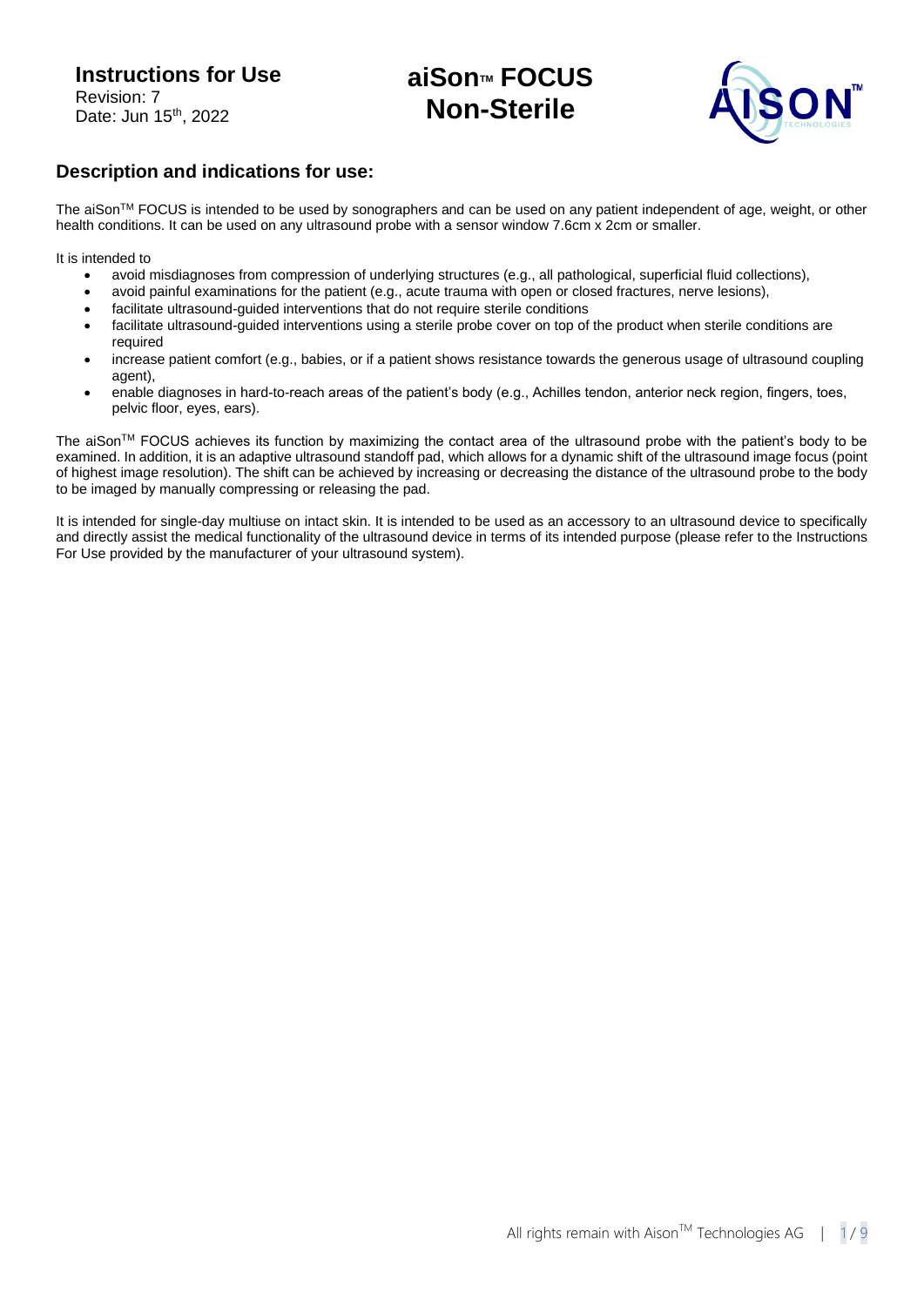**Instructions for Use**
Revision: 7
Date: Jun 15th, 2022

# aiSon™ FOCUS Non-Sterile

## Description and indications for use:

The aiSon™ FOCUS is intended to be used by sonographers and can be used on any patient independent of age, weight, or other health conditions. It can be used on any ultrasound probe with a sensor window 7.6cm x 2cm or smaller.

It is intended to

- avoid misdiagnoses from compression of underlying structures (e.g., all pathological, superficial fluid collections),
- avoid painful examinations for the patient (e.g., acute trauma with open or closed fractures, nerve lesions),
- facilitate ultrasound-guided interventions that do not require sterile conditions
- facilitate ultrasound-guided interventions using a sterile probe cover on top of the product when sterile conditions are required
- increase patient comfort (e.g., babies, or if a patient shows resistance towards the generous usage of ultrasound coupling agent),
- enable diagnoses in hard-to-reach areas of the patient's body (e.g., Achilles tendon, anterior neck region, fingers, toes, pelvic floor, eyes, ears).

The aiSon™ FOCUS achieves its function by maximizing the contact area of the ultrasound probe with the patient's body to be examined. In addition, it is an adaptive ultrasound standoff pad, which allows for a dynamic shift of the ultrasound image focus (point of highest image resolution). The shift can be achieved by increasing or decreasing the distance of the ultrasound probe to the body to be imaged by manually compressing or releasing the pad.

It is intended for single-day multiuse on intact skin. It is intended to be used as an accessory to an ultrasound device to specifically and directly assist the medical functionality of the ultrasound device in terms of its intended purpose (please refer to the Instructions For Use provided by the manufacturer of your ultrasound system).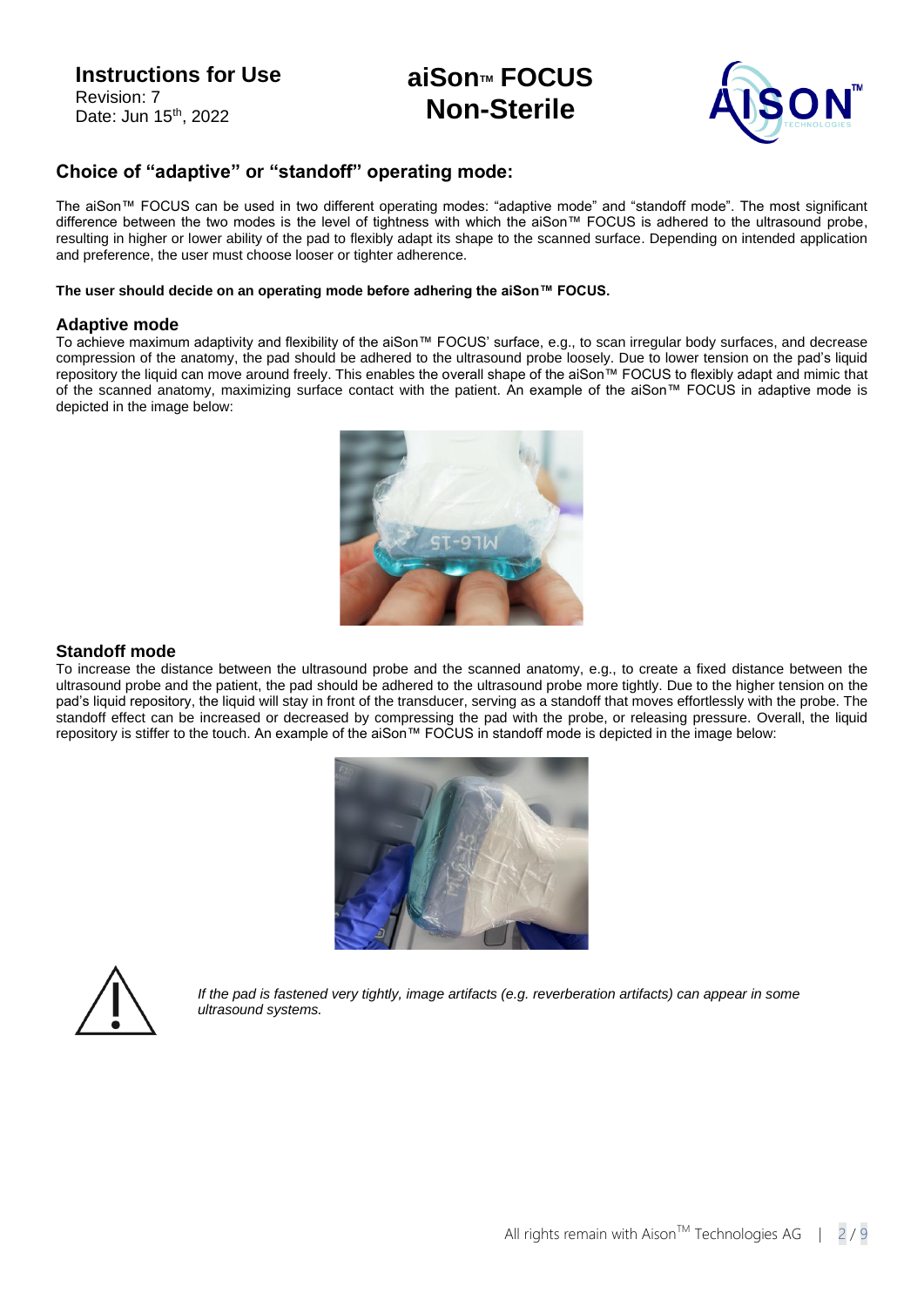## Choice of “adaptive” or “standoff” operating mode:

The aiSon™ FOCUS can be used in two different operating modes: “adaptive mode” and “standoff mode”. The most significant difference between the two modes is the level of tightness with which the aiSon™ FOCUS is adhered to the ultrasound probe, resulting in higher or lower ability of the pad to flexibly adapt its shape to the scanned surface. Depending on intended application and preference, the user must choose looser or tighter adherence.

**The user should decide on an operating mode before adhering the aiSon™ FOCUS.**

### Adaptive mode

To achieve maximum adaptivity and flexibility of the aiSon™ FOCUS’ surface, e.g., to scan irregular body surfaces, and decrease compression of the anatomy, the pad should be adhered to the ultrasound probe loosely. Due to lower tension on the pad’s liquid repository the liquid can move around freely. This enables the overall shape of the aiSon™ FOCUS to flexibly adapt and mimic that of the scanned anatomy, maximizing surface contact with the patient. An example of the aiSon™ FOCUS in adaptive mode is depicted in the image below:

### Standoff mode

To increase the distance between the ultrasound probe and the scanned anatomy, e.g., to create a fixed distance between the ultrasound probe and the patient, the pad should be adhered to the ultrasound probe more tightly. Due to the higher tension on the pad’s liquid repository, the liquid will stay in front of the transducer, serving as a standoff that moves effortlessly with the probe. The standoff effect can be increased or decreased by compressing the pad with the probe, or releasing pressure. Overall, the liquid repository is stiffer to the touch. An example of the aiSon™ FOCUS in standoff mode is depicted in the image below:

*If the pad is fastened very tightly, image artifacts (e.g. reverberation artifacts) can appear in some ultrasound systems.*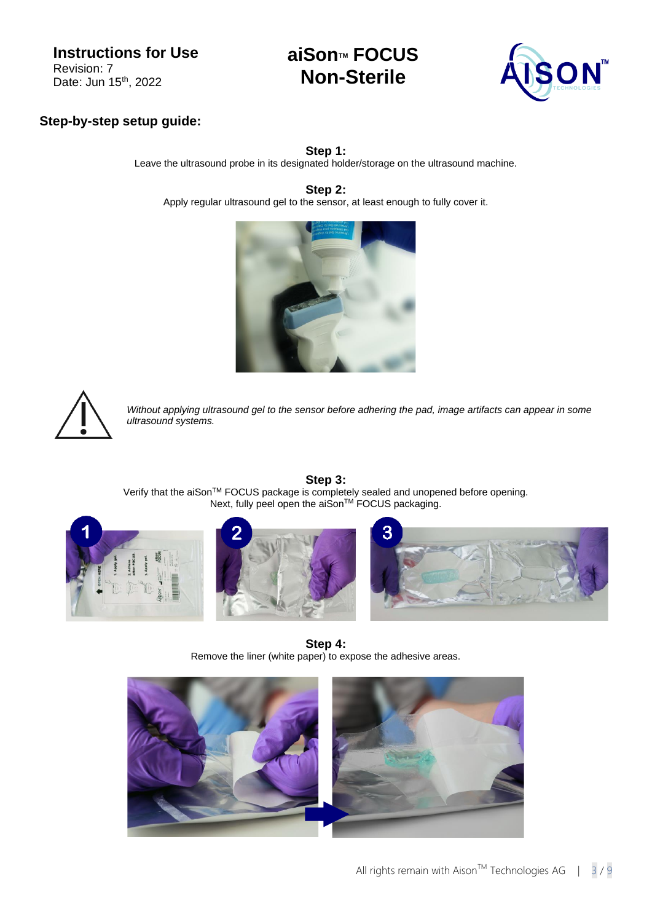**Instructions for Use**
Revision: 7
Date: Jun 15th, 2022

# aiSon™ FOCUS Non-Sterile

## Step-by-step setup guide:

**Step 1:**
Leave the ultrasound probe in its designated holder/storage on the ultrasound machine.

**Step 2:**
Apply regular ultrasound gel to the sensor, at least enough to fully cover it.

*Without applying ultrasound gel to the sensor before adhering the pad, image artifacts can appear in some ultrasound systems.*

**Step 3:**
Verify that the aiSon™ FOCUS package is completely sealed and unopened before opening.
Next, fully peel open the aiSon™ FOCUS packaging.

**Step 4:**
Remove the liner (white paper) to expose the adhesive areas.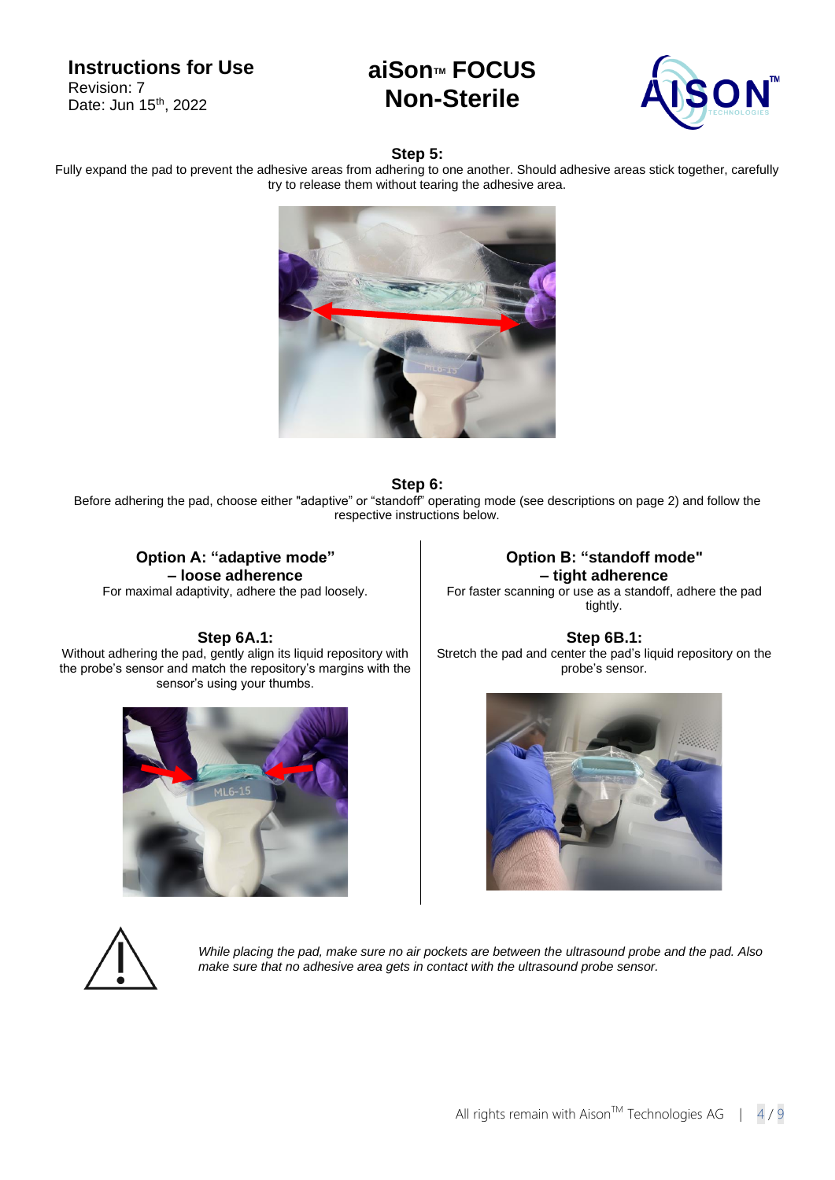### Step 5:

Fully expand the pad to prevent the adhesive areas from adhering to one another. Should adhesive areas stick together, carefully try to release them without tearing the adhesive area.

### Step 6:

Before adhering the pad, choose either "adaptive" or "standoff" operating mode (see descriptions on page 2) and follow the respective instructions below.

#### Option A: "adaptive mode" – loose adherence

For maximal adaptivity, adhere the pad loosely.

**Step 6A.1:**

Without adhering the pad, gently align its liquid repository with the probe's sensor and match the repository's margins with the sensor's using your thumbs.

#### Option B: "standoff mode" – tight adherence

For faster scanning or use as a standoff, adhere the pad tightly.

**Step 6B.1:**

Stretch the pad and center the pad's liquid repository on the probe's sensor.

*While placing the pad, make sure no air pockets are between the ultrasound probe and the pad. Also make sure that no adhesive area gets in contact with the ultrasound probe sensor.*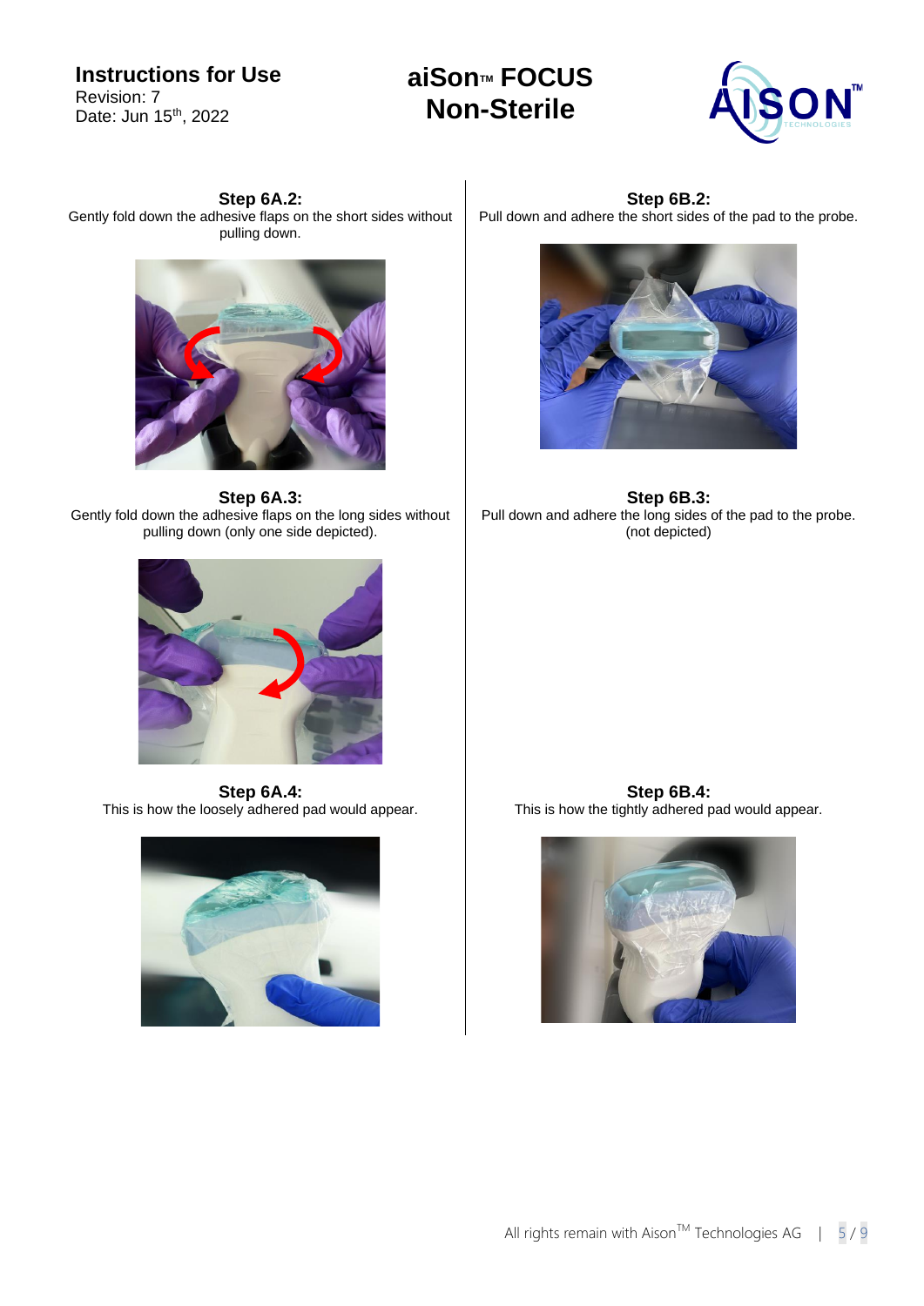**Step 6A.2:**
Gently fold down the adhesive flaps on the short sides without pulling down.

**Step 6A.3:**
Gently fold down the adhesive flaps on the long sides without pulling down (only one side depicted).

**Step 6A.4:**
This is how the loosely adhered pad would appear.

**Step 6B.2:**
Pull down and adhere the short sides of the pad to the probe.

**Step 6B.3:**
Pull down and adhere the long sides of the pad to the probe. (not depicted)

**Step 6B.4:**
This is how the tightly adhered pad would appear.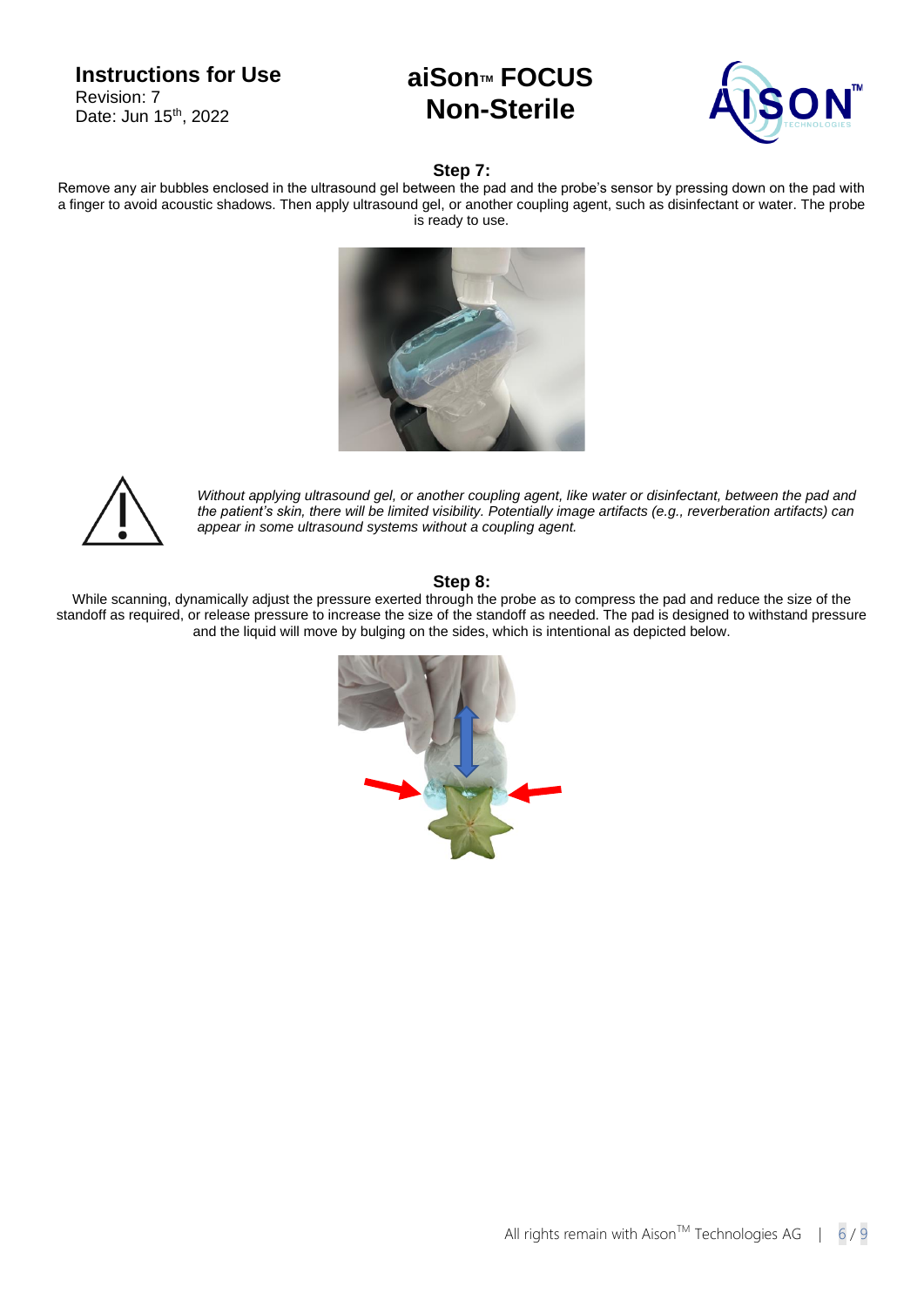### Step 7:

Remove any air bubbles enclosed in the ultrasound gel between the pad and the probe's sensor by pressing down on the pad with a finger to avoid acoustic shadows. Then apply ultrasound gel, or another coupling agent, such as disinfectant or water. The probe is ready to use.

*Without applying ultrasound gel, or another coupling agent, like water or disinfectant, between the pad and the patient's skin, there will be limited visibility. Potentially image artifacts (e.g., reverberation artifacts) can appear in some ultrasound systems without a coupling agent.*

### Step 8:

While scanning, dynamically adjust the pressure exerted through the probe as to compress the pad and reduce the size of the standoff as required, or release pressure to increase the size of the standoff as needed. The pad is designed to withstand pressure and the liquid will move by bulging on the sides, which is intentional as depicted below.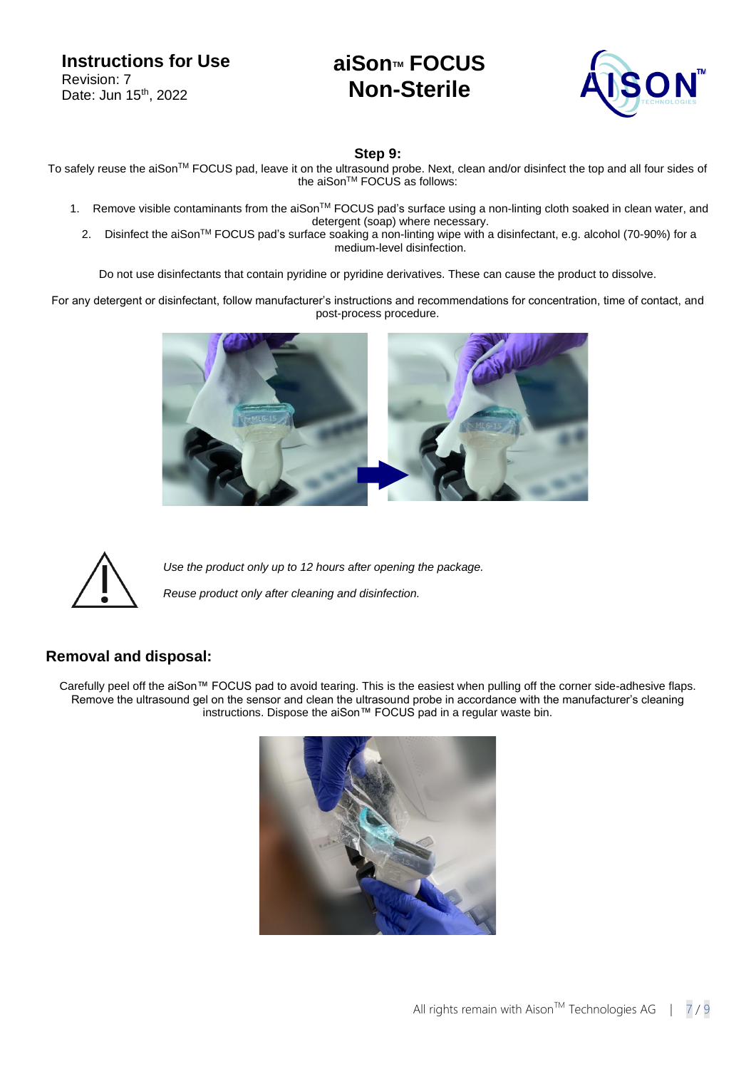### Step 9:

To safely reuse the aiSon™ FOCUS pad, leave it on the ultrasound probe. Next, clean and/or disinfect the top and all four sides of the aiSon™ FOCUS as follows:

1. Remove visible contaminants from the aiSon™ FOCUS pad's surface using a non-linting cloth soaked in clean water, and detergent (soap) where necessary.
2. Disinfect the aiSon™ FOCUS pad's surface soaking a non-linting wipe with a disinfectant, e.g. alcohol (70-90%) for a medium-level disinfection.

Do not use disinfectants that contain pyridine or pyridine derivatives. These can cause the product to dissolve.

For any detergent or disinfectant, follow manufacturer's instructions and recommendations for concentration, time of contact, and post-process procedure.

*Use the product only up to 12 hours after opening the package.*

*Reuse product only after cleaning and disinfection.*

## Removal and disposal:

Carefully peel off the aiSon™ FOCUS pad to avoid tearing. This is the easiest when pulling off the corner side-adhesive flaps. Remove the ultrasound gel on the sensor and clean the ultrasound probe in accordance with the manufacturer's cleaning instructions. Dispose the aiSon™ FOCUS pad in a regular waste bin.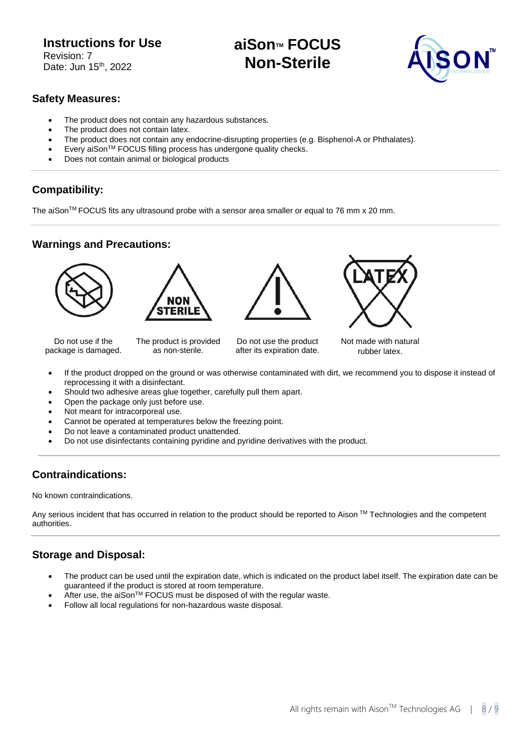**Instructions for Use**
Revision: 7
Date: Jun 15th, 2022

# aiSon™ FOCUS Non-Sterile

## Safety Measures:

- The product does not contain any hazardous substances.
- The product does not contain latex.
- The product does not contain any endocrine-disrupting properties (e.g. Bisphenol-A or Phthalates).
- Every aiSon™ FOCUS filling process has undergone quality checks.
- Does not contain animal or biological products

## Compatibility:

The aiSon™ FOCUS fits any ultrasound probe with a sensor area smaller or equal to 76 mm x 20 mm.

## Warnings and Precautions:

| Do not use if the package is damaged. | The product is provided as non-sterile. | Do not use the product after its expiration date. | Not made with natural rubber latex. |
|---|---|---|---|

- If the product dropped on the ground or was otherwise contaminated with dirt, we recommend you to dispose it instead of reprocessing it with a disinfectant.
- Should two adhesive areas glue together, carefully pull them apart.
- Open the package only just before use.
- Not meant for intracorporeal use.
- Cannot be operated at temperatures below the freezing point.
- Do not leave a contaminated product unattended.
- Do not use disinfectants containing pyridine and pyridine derivatives with the product.

## Contraindications:

No known contraindications.

Any serious incident that has occurred in relation to the product should be reported to Aison ™ Technologies and the competent authorities.

## Storage and Disposal:

- The product can be used until the expiration date, which is indicated on the product label itself. The expiration date can be guaranteed if the product is stored at room temperature.
- After use, the aiSon™ FOCUS must be disposed of with the regular waste.
- Follow all local regulations for non-hazardous waste disposal.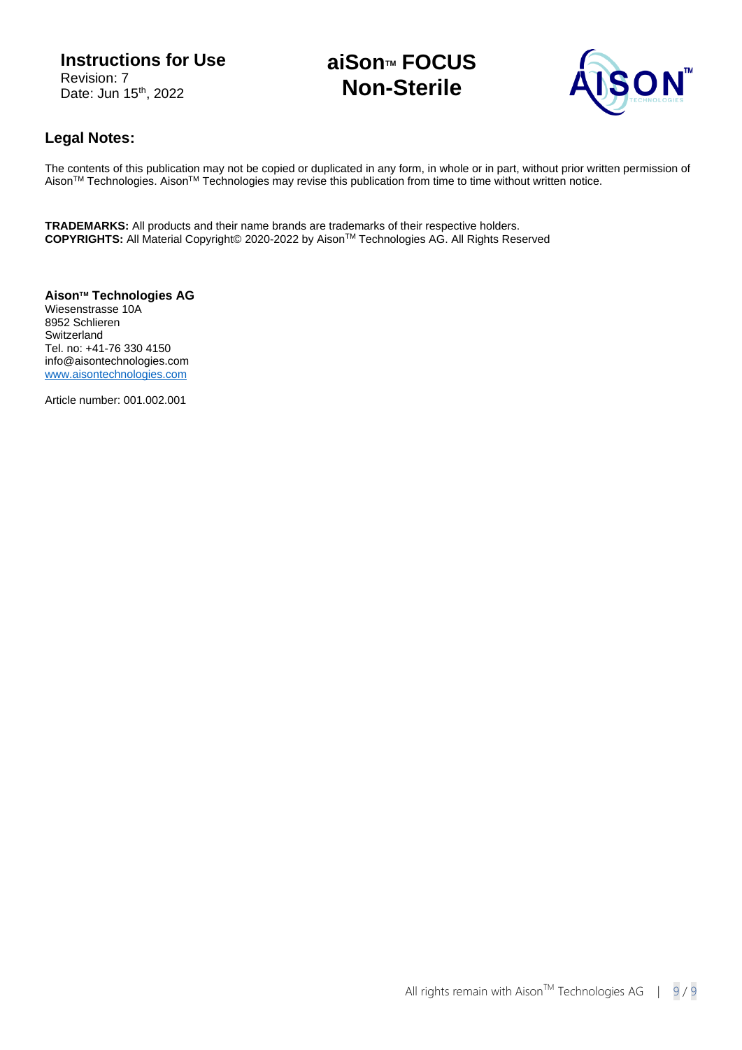## Legal Notes:

The contents of this publication may not be copied or duplicated in any form, in whole or in part, without prior written permission of Aison™ Technologies. Aison™ Technologies may revise this publication from time to time without written notice.

**TRADEMARKS:** All products and their name brands are trademarks of their respective holders.
**COPYRIGHTS:** All Material Copyright© 2020-2022 by Aison™ Technologies AG. All Rights Reserved

**Aison™ Technologies AG**
Wiesenstrasse 10A
8952 Schlieren
Switzerland
Tel. no: +41-76 330 4150
info@aisontechnologies.com
www.aisontechnologies.com

Article number: 001.002.001